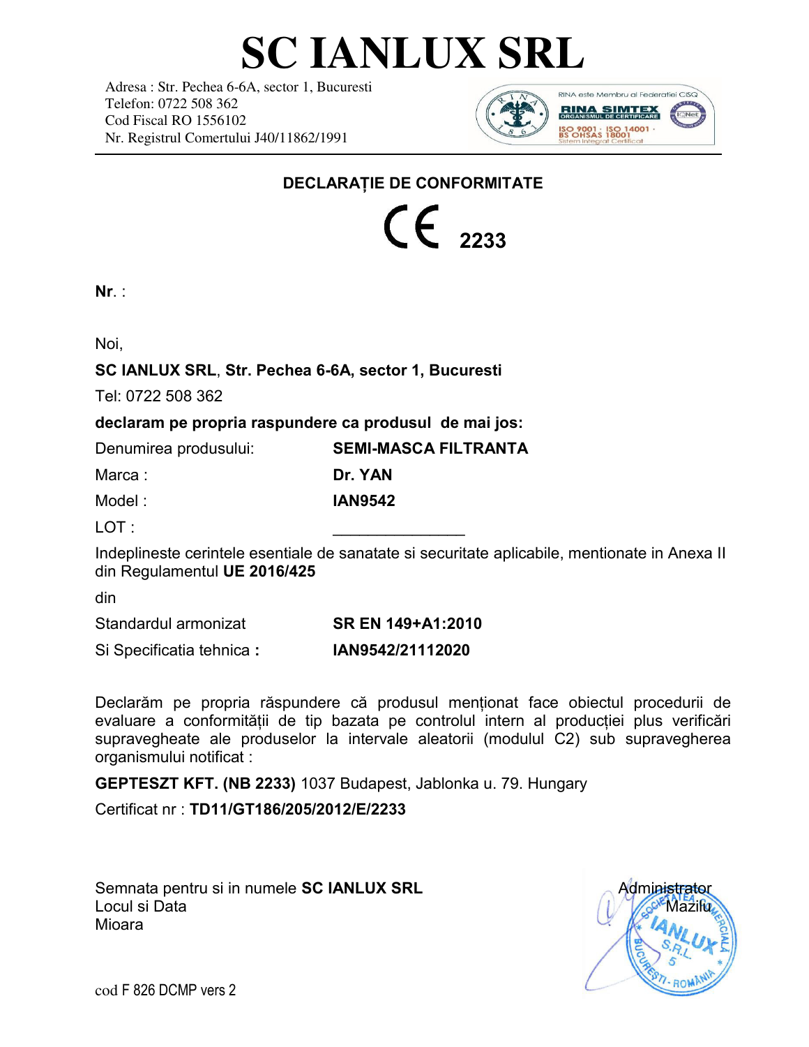# SC IANLUX SRL

Adresa : Str. Pechea 6-6A, sector 1, Bucuresti
Telefon: 0722 508 362
Cod Fiscal RO 1556102
Nr. Registrul Comertului J40/11862/1991

RINA este Membru al Federatiei CISQ
RINA SIMTEX ORGANISMUL DE CERTIFICARE
ISO 9001 · ISO 14001 · BS OHSAS 18001
Sistem Integrat Certificat

## DECLARAȚIE DE CONFORMITATE

CE 2233

**Nr**. :

Noi,

**SC IANLUX SRL**, **Str. Pechea 6-6A, sector 1, Bucuresti**

Tel: 0722 508 362

**declaram pe propria raspundere ca produsul de mai jos:**

| | |
|---|---|
| Denumirea produsului: | **SEMI-MASCA FILTRANTA** |
| Marca : | **Dr. YAN** |
| Model : | **IAN9542** |
| LOT : | _______________ |

Indeplineste cerintele esentiale de sanatate si securitate aplicabile, mentionate in Anexa II din Regulamentul **UE 2016/425**

din

| | |
|---|---|
| Standardul armonizat | **SR EN 149+A1:2010** |
| Si Specificatia tehnica **:** | **IAN9542/21112020** |

Declarăm pe propria răspundere că produsul menționat face obiectul procedurii de evaluare a conformității de tip bazata pe controlul intern al producției plus verificări supravegheate ale produselor la intervale aleatorii (modulul C2) sub supravegherea organismului notificat :

**GEPTESZT KFT. (NB 2233)** 1037 Budapest, Jablonka u. 79. Hungary

Certificat nr : **TD11/GT186/205/2012/E/2233**

Semnata pentru si in numele **SC IANLUX SRL**
Locul si Data
Mioara

Administrator
Mazilu

SOCIETATEA COMERCIALĂ IANLUX S.R.L. 5 BUCUREȘTI - ROMÂNIA

cod F 826 DCMP vers 2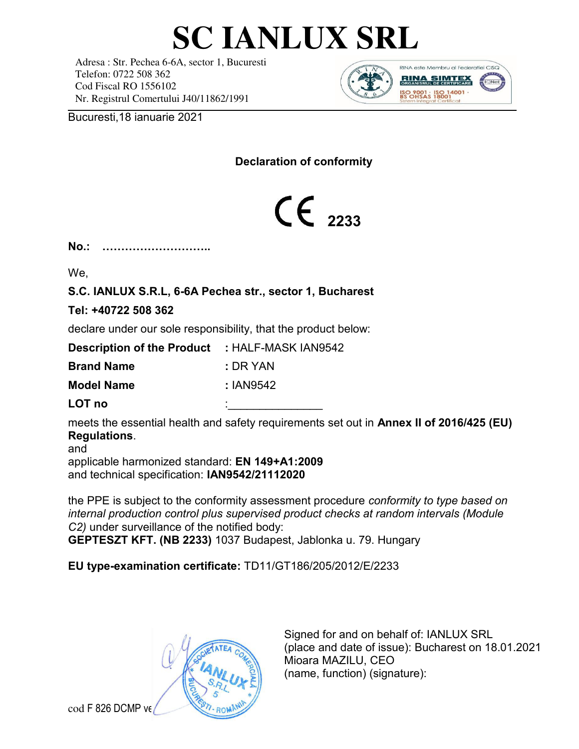# SC IANLUX SRL

Adresa : Str. Pechea 6-6A, sector 1, Bucuresti
Telefon: 0722 508 362
Cod Fiscal RO 1556102
Nr. Registrul Comertului J40/11862/1991

RINA este Membru al Federatiei CISQ
RINA SIMTEX
ORGANISMUL DE CERTIFICARE
ISO 9001 · ISO 14001 · BS OHSAS 18001
Sistem Integrat Certificat

Bucuresti,18 ianuarie 2021

**Declaration of conformity**

CE **2233**

**No.:** **………………………..**

We,

**S.C. IANLUX S.R.L, 6-6A Pechea str., sector 1, Bucharest**

**Tel: +40722 508 362**

declare under our sole responsibility, that the product below:

| | |
|---|---|
| **Description of the Product** | **:** HALF-MASK IAN9542 |
| **Brand Name** | **:** DR YAN |
| **Model Name** | **:** IAN9542 |
| **LOT no** | :_______________ |

meets the essential health and safety requirements set out in **Annex II of 2016/425 (EU) Regulations**.
and
applicable harmonized standard: **EN 149+A1:2009**
and technical specification: **IAN9542/21112020**

the PPE is subject to the conformity assessment procedure *conformity to type based on internal production control plus supervised product checks at random intervals (Module C2)* under surveillance of the notified body:
**GEPTESZT KFT. (NB 2233)** 1037 Budapest, Jablonka u. 79. Hungary

**EU type-examination certificate:** TD11/GT186/205/2012/E/2233

Signed for and on behalf of: IANLUX SRL
(place and date of issue): Bucharest on 18.01.2021
Mioara MAZILU, CEO
(name, function) (signature):

SOCIETATEA COMERCIALĂ IANLUX S.R.L. 5 BUCUREȘTI - ROMÂNIA

cod F 826 DCMP ve